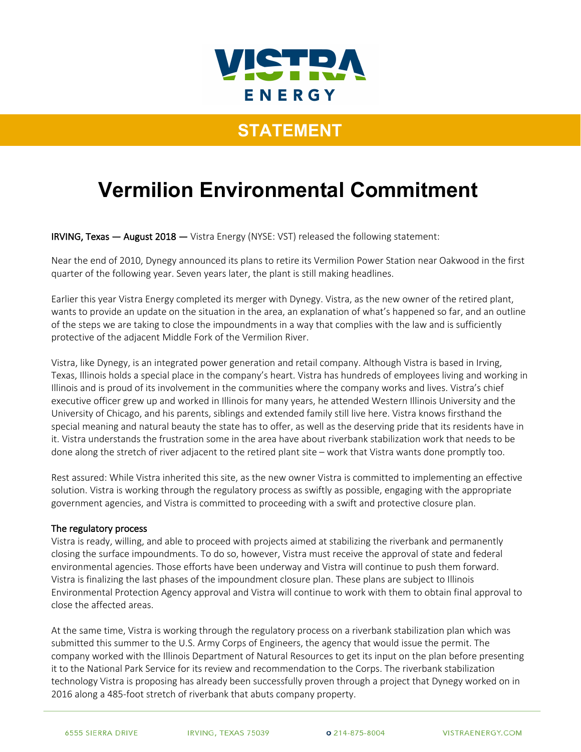VISTRA ENERGY

**STATEMENT**

# Vermilion Environmental Commitment

IRVING, Texas — August 2018 — Vistra Energy (NYSE: VST) released the following statement:

Near the end of 2010, Dynegy announced its plans to retire its Vermilion Power Station near Oakwood in the first quarter of the following year. Seven years later, the plant is still making headlines.

Earlier this year Vistra Energy completed its merger with Dynegy. Vistra, as the new owner of the retired plant, wants to provide an update on the situation in the area, an explanation of what's happened so far, and an outline of the steps we are taking to close the impoundments in a way that complies with the law and is sufficiently protective of the adjacent Middle Fork of the Vermilion River.

Vistra, like Dynegy, is an integrated power generation and retail company. Although Vistra is based in Irving, Texas, Illinois holds a special place in the company's heart. Vistra has hundreds of employees living and working in Illinois and is proud of its involvement in the communities where the company works and lives. Vistra's chief executive officer grew up and worked in Illinois for many years, he attended Western Illinois University and the University of Chicago, and his parents, siblings and extended family still live here. Vistra knows firsthand the special meaning and natural beauty the state has to offer, as well as the deserving pride that its residents have in it. Vistra understands the frustration some in the area have about riverbank stabilization work that needs to be done along the stretch of river adjacent to the retired plant site – work that Vistra wants done promptly too.

Rest assured: While Vistra inherited this site, as the new owner Vistra is committed to implementing an effective solution. Vistra is working through the regulatory process as swiftly as possible, engaging with the appropriate government agencies, and Vistra is committed to proceeding with a swift and protective closure plan.

## The regulatory process

Vistra is ready, willing, and able to proceed with projects aimed at stabilizing the riverbank and permanently closing the surface impoundments. To do so, however, Vistra must receive the approval of state and federal environmental agencies. Those efforts have been underway and Vistra will continue to push them forward. Vistra is finalizing the last phases of the impoundment closure plan. These plans are subject to Illinois Environmental Protection Agency approval and Vistra will continue to work with them to obtain final approval to close the affected areas.

At the same time, Vistra is working through the regulatory process on a riverbank stabilization plan which was submitted this summer to the U.S. Army Corps of Engineers, the agency that would issue the permit. The company worked with the Illinois Department of Natural Resources to get its input on the plan before presenting it to the National Park Service for its review and recommendation to the Corps. The riverbank stabilization technology Vistra is proposing has already been successfully proven through a project that Dynegy worked on in 2016 along a 485-foot stretch of riverbank that abuts company property.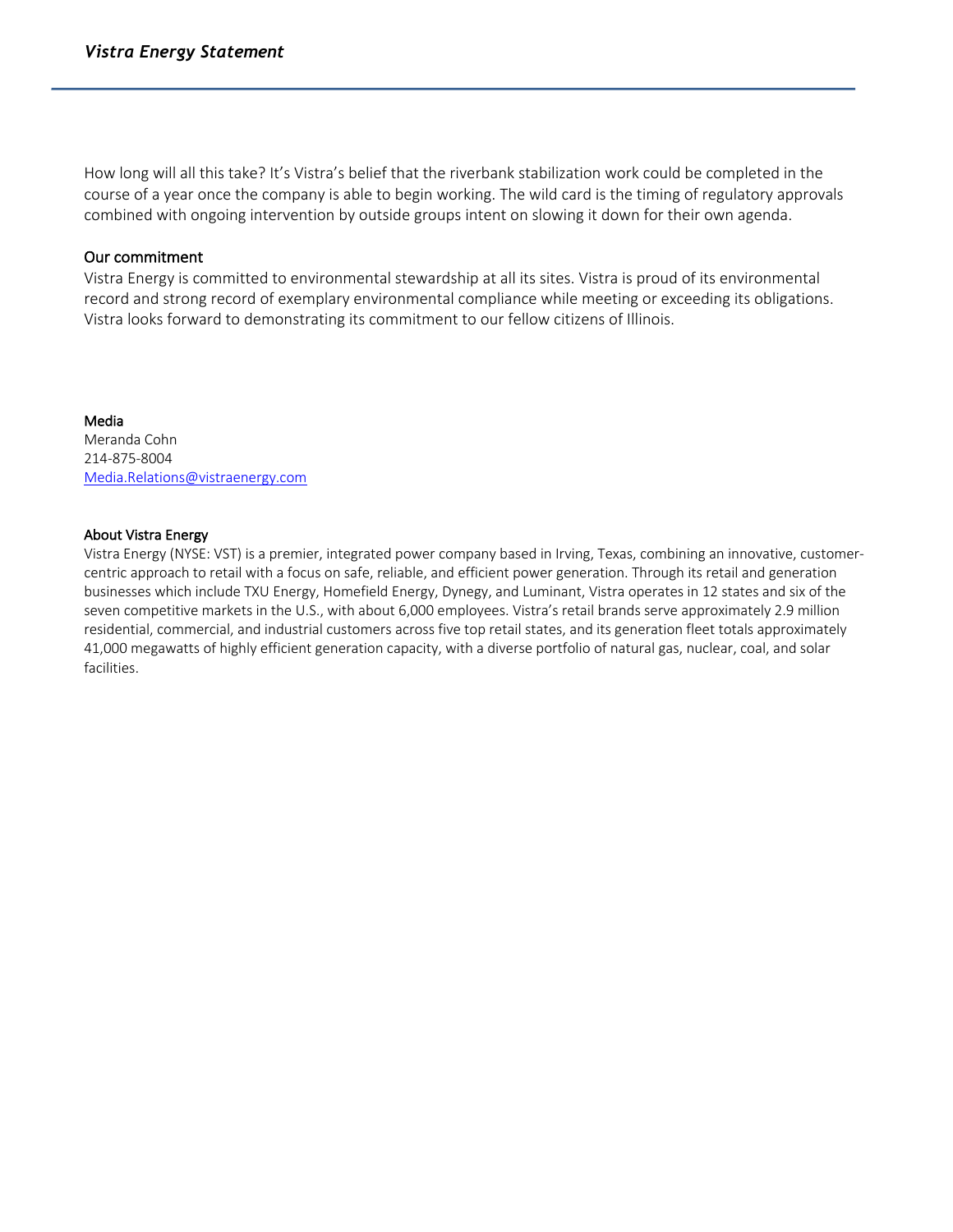How long will all this take? It's Vistra's belief that the riverbank stabilization work could be completed in the course of a year once the company is able to begin working. The wild card is the timing of regulatory approvals combined with ongoing intervention by outside groups intent on slowing it down for their own agenda.

### Our commitment

Vistra Energy is committed to environmental stewardship at all its sites. Vistra is proud of its environmental record and strong record of exemplary environmental compliance while meeting or exceeding its obligations. Vistra looks forward to demonstrating its commitment to our fellow citizens of Illinois.

**Media**
Meranda Cohn
214-875-8004
Media.Relations@vistraenergy.com

**About Vistra Energy**

Vistra Energy (NYSE: VST) is a premier, integrated power company based in Irving, Texas, combining an innovative, customer-centric approach to retail with a focus on safe, reliable, and efficient power generation. Through its retail and generation businesses which include TXU Energy, Homefield Energy, Dynegy, and Luminant, Vistra operates in 12 states and six of the seven competitive markets in the U.S., with about 6,000 employees. Vistra's retail brands serve approximately 2.9 million residential, commercial, and industrial customers across five top retail states, and its generation fleet totals approximately 41,000 megawatts of highly efficient generation capacity, with a diverse portfolio of natural gas, nuclear, coal, and solar facilities.